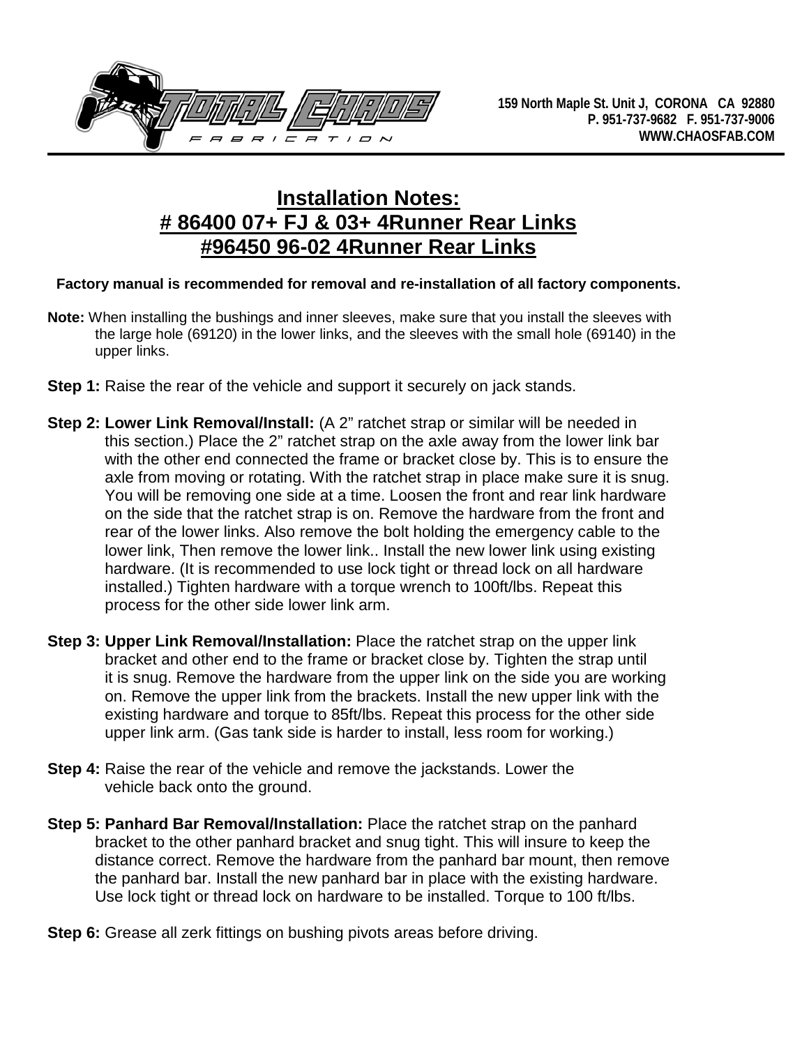159 North Maple St. Unit J, CORONA CA 92880
P. 951-737-9682 F. 951-737-9006
WWW.CHAOSFAB.COM

# Installation Notes:
# # 86400 07+ FJ & 03+ 4Runner Rear Links
# #96450 96-02 4Runner Rear Links

**Factory manual is recommended for removal and re-installation of all factory components.**

**Note:** When installing the bushings and inner sleeves, make sure that you install the sleeves with the large hole (69120) in the lower links, and the sleeves with the small hole (69140) in the upper links.

**Step 1:** Raise the rear of the vehicle and support it securely on jack stands.

**Step 2: Lower Link Removal/Install:** (A 2" ratchet strap or similar will be needed in this section.) Place the 2" ratchet strap on the axle away from the lower link bar with the other end connected the frame or bracket close by. This is to ensure the axle from moving or rotating. With the ratchet strap in place make sure it is snug. You will be removing one side at a time. Loosen the front and rear link hardware on the side that the ratchet strap is on. Remove the hardware from the front and rear of the lower links. Also remove the bolt holding the emergency cable to the lower link, Then remove the lower link.. Install the new lower link using existing hardware. (It is recommended to use lock tight or thread lock on all hardware installed.) Tighten hardware with a torque wrench to 100ft/lbs. Repeat this process for the other side lower link arm.

**Step 3: Upper Link Removal/Installation:** Place the ratchet strap on the upper link bracket and other end to the frame or bracket close by. Tighten the strap until it is snug. Remove the hardware from the upper link on the side you are working on. Remove the upper link from the brackets. Install the new upper link with the existing hardware and torque to 85ft/lbs. Repeat this process for the other side upper link arm. (Gas tank side is harder to install, less room for working.)

**Step 4:** Raise the rear of the vehicle and remove the jackstands. Lower the vehicle back onto the ground.

**Step 5: Panhard Bar Removal/Installation:** Place the ratchet strap on the panhard bracket to the other panhard bracket and snug tight. This will insure to keep the distance correct. Remove the hardware from the panhard bar mount, then remove the panhard bar. Install the new panhard bar in place with the existing hardware. Use lock tight or thread lock on hardware to be installed. Torque to 100 ft/lbs.

**Step 6:** Grease all zerk fittings on bushing pivots areas before driving.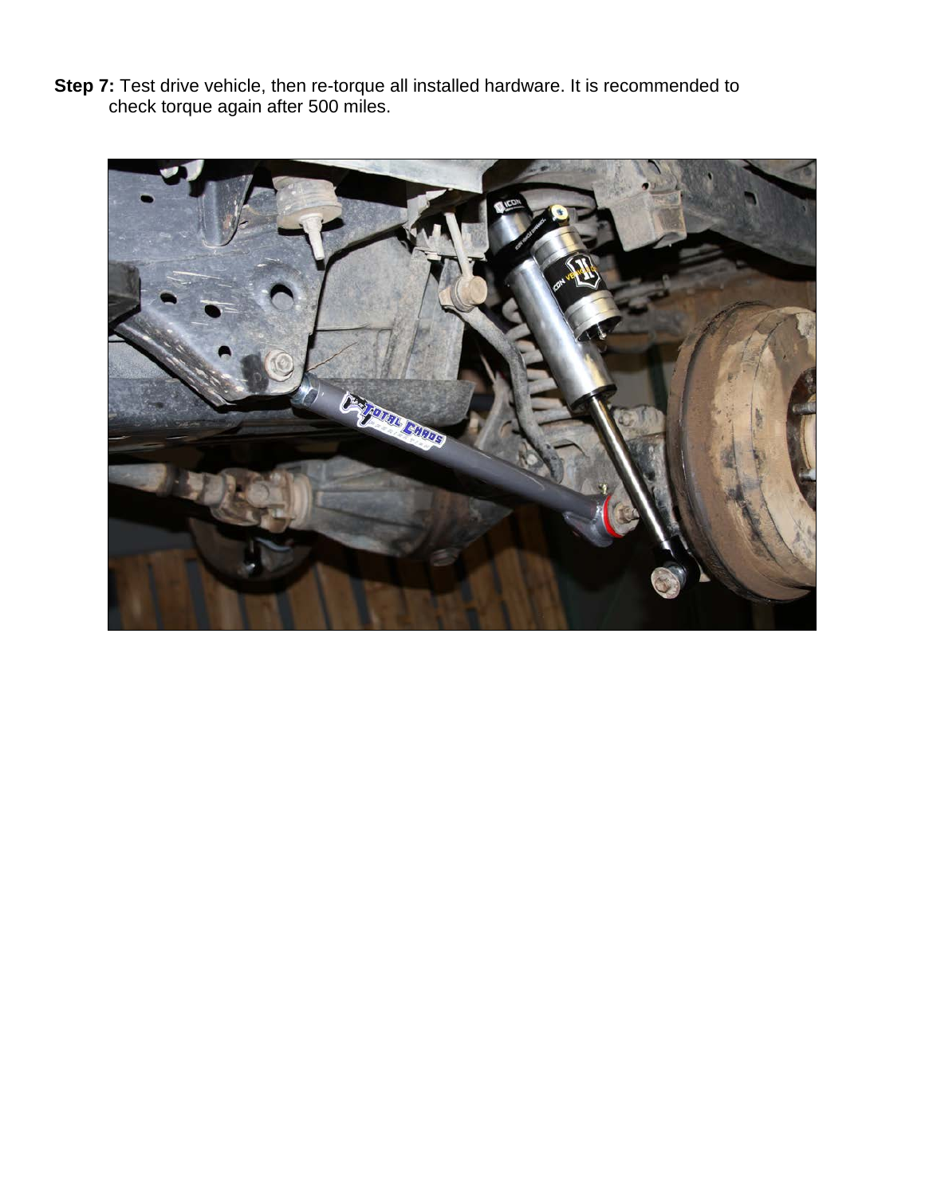**Step 7:** Test drive vehicle, then re-torque all installed hardware. It is recommended to check torque again after 500 miles.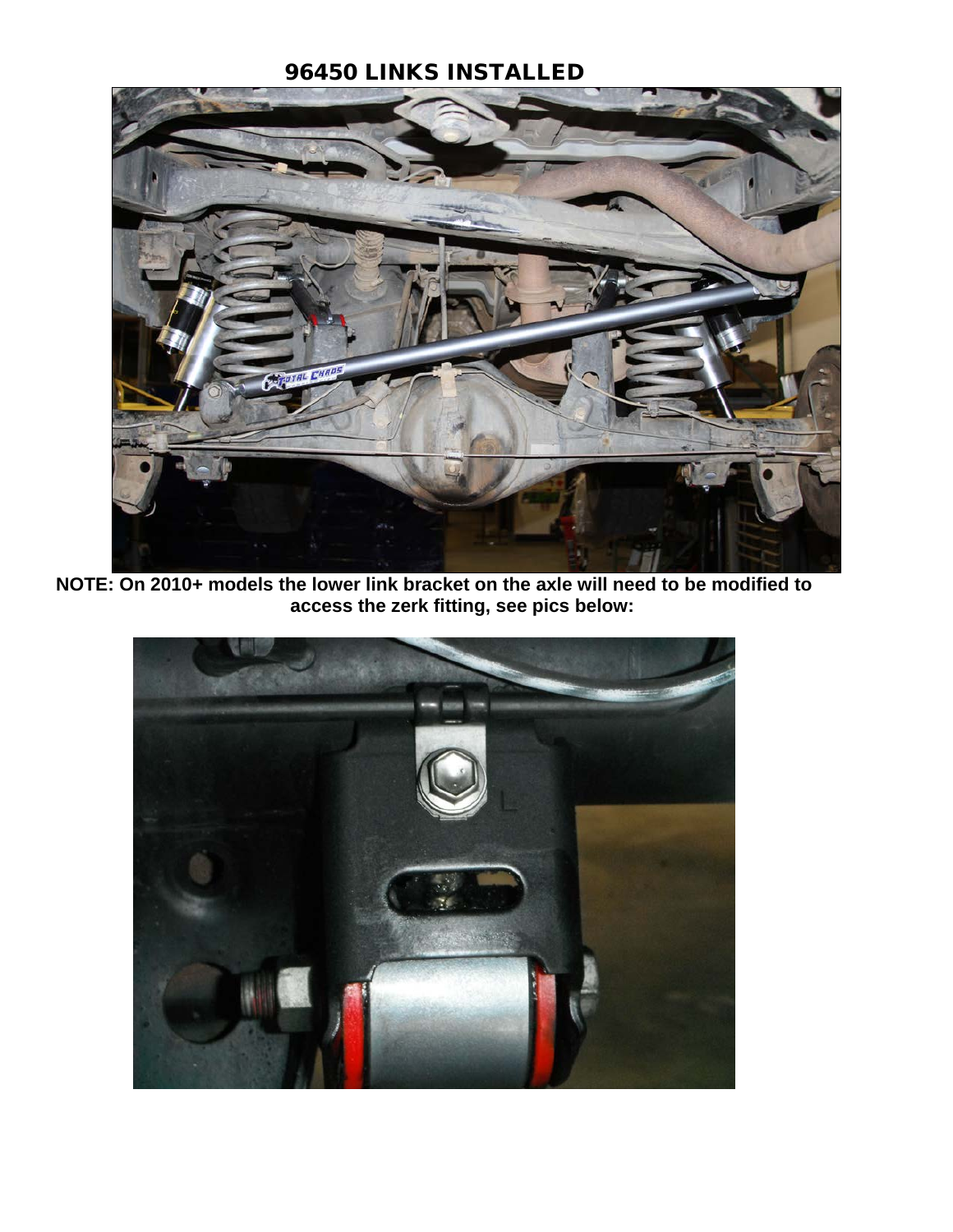## 96450 LINKS INSTALLED

**NOTE: On 2010+ models the lower link bracket on the axle will need to be modified to access the zerk fitting, see pics below:**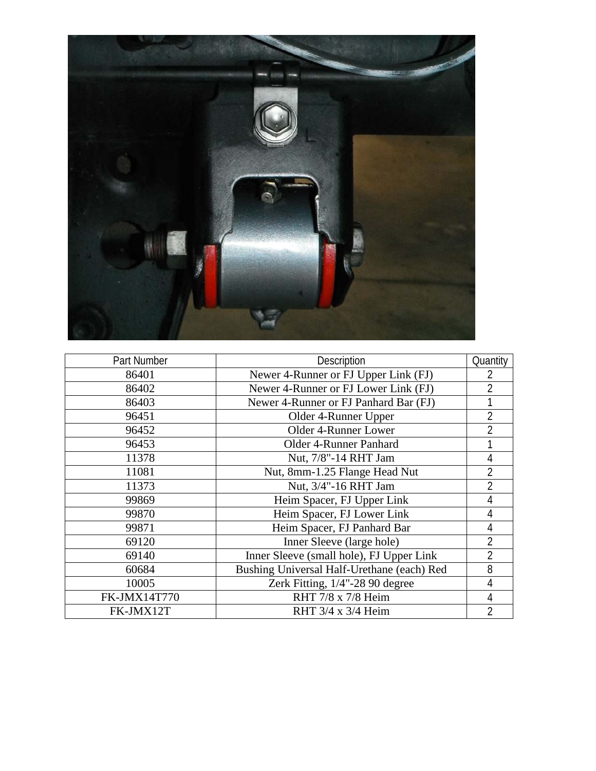| Part Number | Description | Quantity |
| --- | --- | --- |
| 86401 | Newer 4-Runner or FJ Upper Link (FJ) | 2 |
| 86402 | Newer 4-Runner or FJ Lower Link (FJ) | 2 |
| 86403 | Newer 4-Runner or FJ Panhard Bar (FJ) | 1 |
| 96451 | Older 4-Runner Upper | 2 |
| 96452 | Older 4-Runner Lower | 2 |
| 96453 | Older 4-Runner Panhard | 1 |
| 11378 | Nut, 7/8"-14 RHT Jam | 4 |
| 11081 | Nut, 8mm-1.25 Flange Head Nut | 2 |
| 11373 | Nut, 3/4"-16 RHT Jam | 2 |
| 99869 | Heim Spacer, FJ Upper Link | 4 |
| 99870 | Heim Spacer, FJ Lower Link | 4 |
| 99871 | Heim Spacer, FJ Panhard Bar | 4 |
| 69120 | Inner Sleeve (large hole) | 2 |
| 69140 | Inner Sleeve (small hole), FJ Upper Link | 2 |
| 60684 | Bushing Universal Half-Urethane (each) Red | 8 |
| 10005 | Zerk Fitting, 1/4"-28 90 degree | 4 |
| FK-JMX14T770 | RHT 7/8 x 7/8 Heim | 4 |
| FK-JMX12T | RHT 3/4 x 3/4 Heim | 2 |